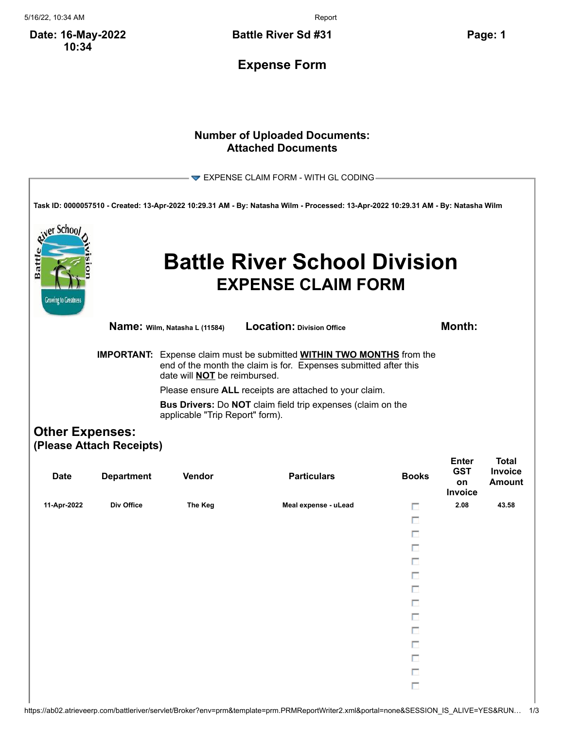**Date: 16-May-2022 10:34**

**Battle River Sd #31**

**Page: 1**

## Expense Form

**Number of Uploaded Documents:**
**Attached Documents**

EXPENSE CLAIM FORM - WITH GL CODING

**Task ID: 0000057510 - Created: 13-Apr-2022 10:29.31 AM - By: Natasha Wilm - Processed: 13-Apr-2022 10:29.31 AM - By: Natasha Wilm**

# Battle River School Division
## EXPENSE CLAIM FORM

**Name:** Wilm, Natasha L (11584) **Location:** Division Office **Month:**

**IMPORTANT:** Expense claim must be submitted **WITHIN TWO MONTHS** from the end of the month the claim is for. Expenses submitted after this date will **NOT** be reimbursed.

Please ensure **ALL** receipts are attached to your claim.

**Bus Drivers:** Do **NOT** claim field trip expenses (claim on the applicable "Trip Report" form).

### Other Expenses:
**(Please Attach Receipts)**

| Date | Department | Vendor | Particulars | Books | Enter GST on Invoice | Total Invoice Amount |
|---|---|---|---|---|---|---|
| 11-Apr-2022 | Div Office | The Keg | Meal expense - uLead | ☐ | 2.08 | 43.58 |
| | | | | ☐ | | |
| | | | | ☐ | | |
| | | | | ☐ | | |
| | | | | ☐ | | |
| | | | | ☐ | | |
| | | | | ☐ | | |
| | | | | ☐ | | |
| | | | | ☐ | | |
| | | | | ☐ | | |
| | | | | ☐ | | |
| | | | | ☐ | | |
| | | | | ☐ | | |
| | | | | ☐ | | |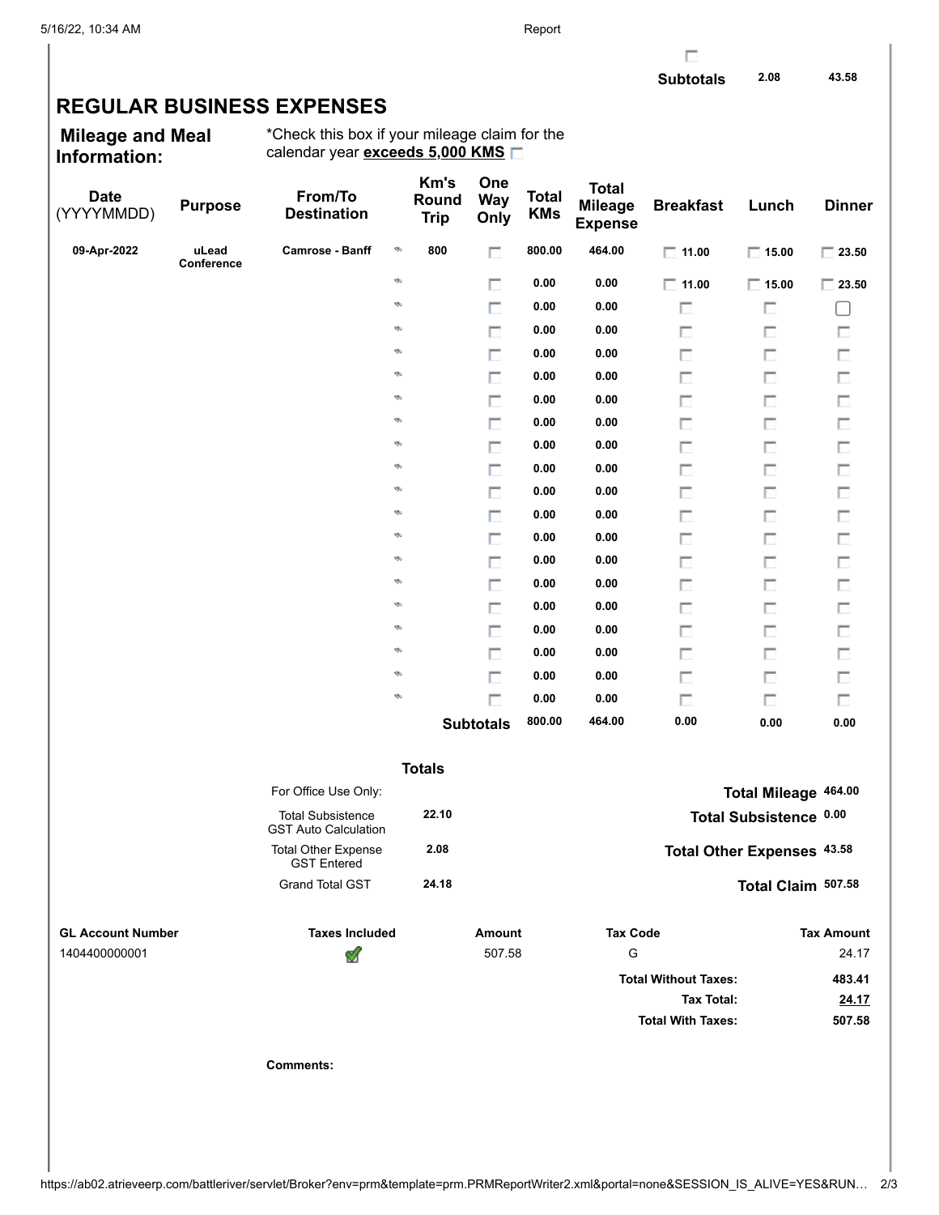| | | |
|---|---|---|
| Subtotals | 2.08 | 43.58 |

# REGULAR BUSINESS EXPENSES

**Mileage and Meal Information:**

*Check this box if your mileage claim for the calendar year **exceeds 5,000 KMS** ☐

| Date (YYYYMMDD) | Purpose | From/To Destination | Km's Round Trip | One Way Only | Total KMs | Total Mileage Expense | Breakfast | Lunch | Dinner |
|---|---|---|---|---|---|---|---|---|---|
| 09-Apr-2022 | uLead Conference | Camrose - Banff | 800 | ☐ | 800.00 | 464.00 | ☐ 11.00 | ☐ 15.00 | ☐ 23.50 |
| | | | | ☐ | 0.00 | 0.00 | ☐ 11.00 | ☐ 15.00 | ☐ 23.50 |
| | | | | ☐ | 0.00 | 0.00 | ☐ | ☐ | ☐ |
| | | | | ☐ | 0.00 | 0.00 | ☐ | ☐ | ☐ |
| | | | | ☐ | 0.00 | 0.00 | ☐ | ☐ | ☐ |
| | | | | ☐ | 0.00 | 0.00 | ☐ | ☐ | ☐ |
| | | | | ☐ | 0.00 | 0.00 | ☐ | ☐ | ☐ |
| | | | | ☐ | 0.00 | 0.00 | ☐ | ☐ | ☐ |
| | | | | ☐ | 0.00 | 0.00 | ☐ | ☐ | ☐ |
| | | | | ☐ | 0.00 | 0.00 | ☐ | ☐ | ☐ |
| | | | | ☐ | 0.00 | 0.00 | ☐ | ☐ | ☐ |
| | | | | ☐ | 0.00 | 0.00 | ☐ | ☐ | ☐ |
| | | | | ☐ | 0.00 | 0.00 | ☐ | ☐ | ☐ |
| | | | | ☐ | 0.00 | 0.00 | ☐ | ☐ | ☐ |
| | | | | ☐ | 0.00 | 0.00 | ☐ | ☐ | ☐ |
| | | | | ☐ | 0.00 | 0.00 | ☐ | ☐ | ☐ |
| | | | | ☐ | 0.00 | 0.00 | ☐ | ☐ | ☐ |
| | | | | ☐ | 0.00 | 0.00 | ☐ | ☐ | ☐ |
| | | | | ☐ | 0.00 | 0.00 | ☐ | ☐ | ☐ |
| | | | | ☐ | 0.00 | 0.00 | ☐ | ☐ | ☐ |
| | | | | **Subtotals** | 800.00 | 464.00 | 0.00 | 0.00 | 0.00 |

**Totals**

| For Office Use Only: | | | |
|---|---|---|---|
| Total Subsistence GST Auto Calculation | 22.10 | **Total Mileage** | 464.00 |
| Total Other Expense GST Entered | 2.08 | **Total Subsistence** | 0.00 |
| Grand Total GST | 24.18 | **Total Other Expenses** | 43.58 |
| | | **Total Claim** | 507.58 |

| GL Account Number | Taxes Included | Amount | Tax Code | Tax Amount |
|---|---|---|---|---|
| 1404400000001 | ✔ | 507.58 | G | 24.17 |
| | | | **Total Without Taxes:** | **483.41** |
| | | | **Tax Total:** | **24.17** |
| | | | **Total With Taxes:** | **507.58** |

**Comments:**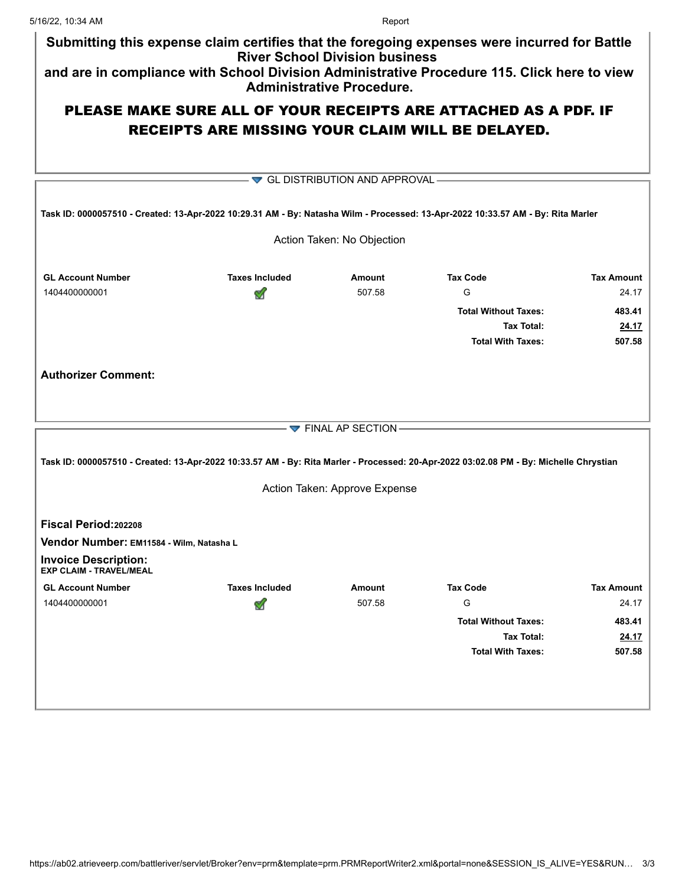**Submitting this expense claim certifies that the foregoing expenses were incurred for Battle River School Division business and are in compliance with School Division Administrative Procedure 115. Click here to view Administrative Procedure.**

## PLEASE MAKE SURE ALL OF YOUR RECEIPTS ARE ATTACHED AS A PDF. IF RECEIPTS ARE MISSING YOUR CLAIM WILL BE DELAYED.

### GL DISTRIBUTION AND APPROVAL

**Task ID: 0000057510 - Created: 13-Apr-2022 10:29.31 AM - By: Natasha Wilm - Processed: 13-Apr-2022 10:33.57 AM - By: Rita Marler**

Action Taken: No Objection

| GL Account Number | Taxes Included | Amount | Tax Code | Tax Amount |
|---|---|---|---|---|
| 1404400000001 | ✔ | 507.58 | G | 24.17 |
| | | | **Total Without Taxes:** | **483.41** |
| | | | **Tax Total:** | **24.17** |
| | | | **Total With Taxes:** | **507.58** |

**Authorizer Comment:**

### FINAL AP SECTION

**Task ID: 0000057510 - Created: 13-Apr-2022 10:33.57 AM - By: Rita Marler - Processed: 20-Apr-2022 03:02.08 PM - By: Michelle Chrystian**

Action Taken: Approve Expense

**Fiscal Period: 202208**

**Vendor Number: EM11584 - Wilm, Natasha L**

**Invoice Description:**
**EXP CLAIM - TRAVEL/MEAL**

| GL Account Number | Taxes Included | Amount | Tax Code | Tax Amount |
|---|---|---|---|---|
| 1404400000001 | ✔ | 507.58 | G | 24.17 |
| | | | **Total Without Taxes:** | **483.41** |
| | | | **Tax Total:** | **24.17** |
| | | | **Total With Taxes:** | **507.58** |